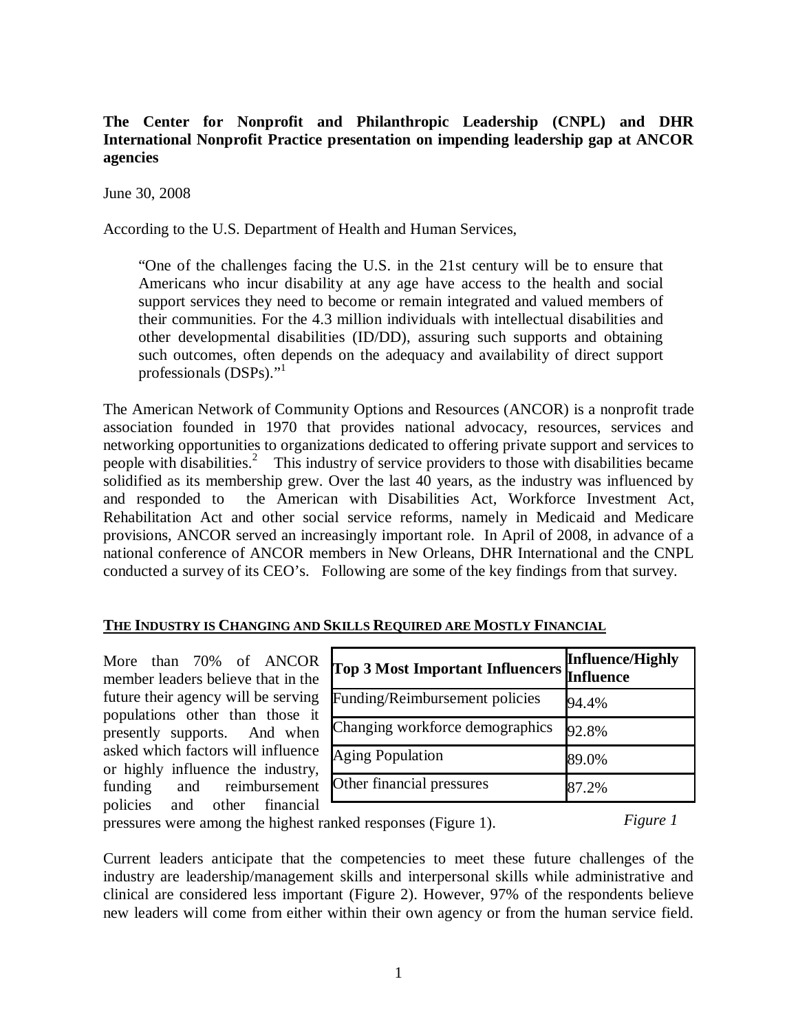**The Center for Nonprofit and Philanthropic Leadership (CNPL) and DHR International Nonprofit Practice presentation on impending leadership gap at ANCOR agencies**

June 30, 2008

According to the U.S. Department of Health and Human Services,

> "One of the challenges facing the U.S. in the 21st century will be to ensure that Americans who incur disability at any age have access to the health and social support services they need to become or remain integrated and valued members of their communities. For the 4.3 million individuals with intellectual disabilities and other developmental disabilities (ID/DD), assuring such supports and obtaining such outcomes, often depends on the adequacy and availability of direct support professionals (DSPs)."[1]

The American Network of Community Options and Resources (ANCOR) is a nonprofit trade association founded in 1970 that provides national advocacy, resources, services and networking opportunities to organizations dedicated to offering private support and services to people with disabilities.[2] This industry of service providers to those with disabilities became solidified as its membership grew. Over the last 40 years, as the industry was influenced by and responded to the American with Disabilities Act, Workforce Investment Act, Rehabilitation Act and other social service reforms, namely in Medicaid and Medicare provisions, ANCOR served an increasingly important role. In April of 2008, in advance of a national conference of ANCOR members in New Orleans, DHR International and the CNPL conducted a survey of its CEO's. Following are some of the key findings from that survey.

## THE INDUSTRY IS CHANGING AND SKILLS REQUIRED ARE MOSTLY FINANCIAL

More than 70% of ANCOR member leaders believe that in the future their agency will be serving populations other than those it presently supports. And when asked which factors will influence or highly influence the industry, funding and reimbursement policies and other financial pressures were among the highest ranked responses (Figure 1).

| Top 3 Most Important Influencers | Influence/Highly Influence |
|---|---|
| Funding/Reimbursement policies | 94.4% |
| Changing workforce demographics | 92.8% |
| Aging Population | 89.0% |
| Other financial pressures | 87.2% |

*Figure 1*

Current leaders anticipate that the competencies to meet these future challenges of the industry are leadership/management skills and interpersonal skills while administrative and clinical are considered less important (Figure 2). However, 97% of the respondents believe new leaders will come from either within their own agency or from the human service field.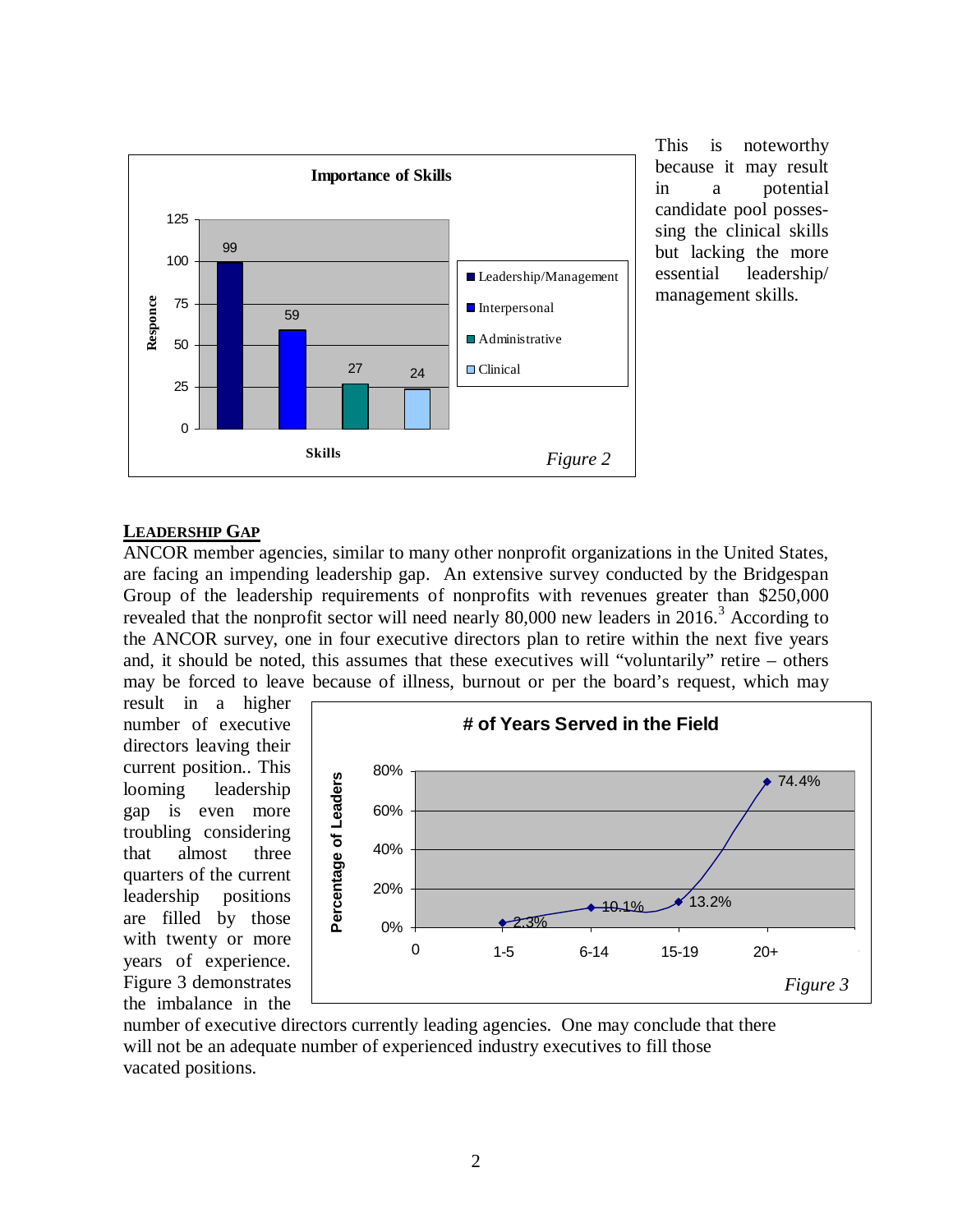This is noteworthy because it may result in a potential candidate pool possessing the clinical skills but lacking the more essential leadership/management skills.

*Figure 2*

*Figure 3*

## LEADERSHIP GAP

ANCOR member agencies, similar to many other nonprofit organizations in the United States, are facing an impending leadership gap. An extensive survey conducted by the Bridgespan Group of the leadership requirements of nonprofits with revenues greater than $250,000 revealed that the nonprofit sector will need nearly 80,000 new leaders in 2016.[3] According to the ANCOR survey, one in four executive directors plan to retire within the next five years and, it should be noted, this assumes that these executives will "voluntarily" retire – others may be forced to leave because of illness, burnout or per the board's request, which may result in a higher number of executive directors leaving their current position.. This looming leadership gap is even more troubling considering that almost three quarters of the current leadership positions are filled by those with twenty or more years of experience. Figure 3 demonstrates the imbalance in the number of executive directors currently leading agencies. One may conclude that there will not be an adequate number of experienced industry executives to fill those vacated positions.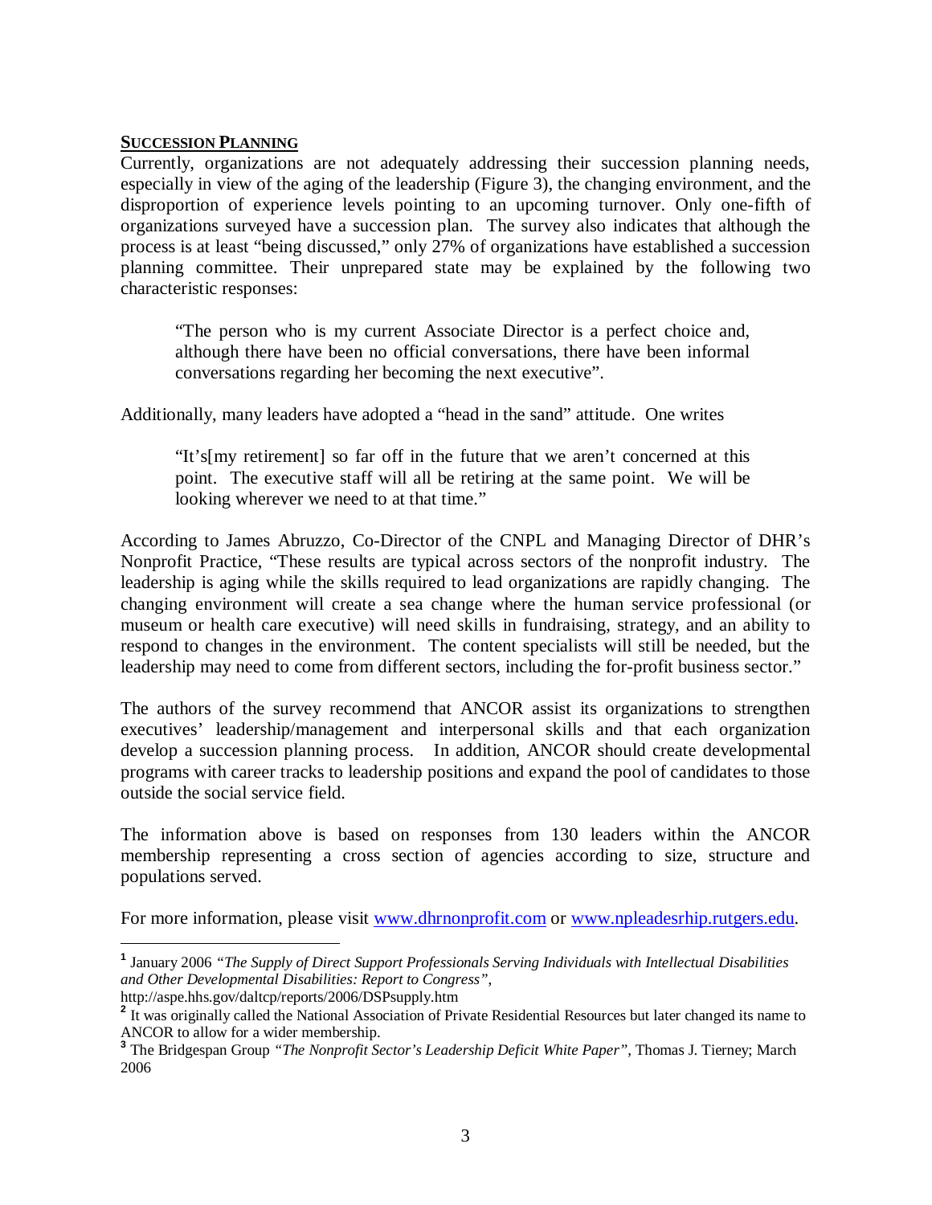## SUCCESSION PLANNING

Currently, organizations are not adequately addressing their succession planning needs, especially in view of the aging of the leadership (Figure 3), the changing environment, and the disproportion of experience levels pointing to an upcoming turnover. Only one-fifth of organizations surveyed have a succession plan. The survey also indicates that although the process is at least "being discussed," only 27% of organizations have established a succession planning committee. Their unprepared state may be explained by the following two characteristic responses:

> "The person who is my current Associate Director is a perfect choice and, although there have been no official conversations, there have been informal conversations regarding her becoming the next executive".

Additionally, many leaders have adopted a "head in the sand" attitude. One writes

> "It's[my retirement] so far off in the future that we aren't concerned at this point. The executive staff will all be retiring at the same point. We will be looking wherever we need to at that time."

According to James Abruzzo, Co-Director of the CNPL and Managing Director of DHR's Nonprofit Practice, "These results are typical across sectors of the nonprofit industry. The leadership is aging while the skills required to lead organizations are rapidly changing. The changing environment will create a sea change where the human service professional (or museum or health care executive) will need skills in fundraising, strategy, and an ability to respond to changes in the environment. The content specialists will still be needed, but the leadership may need to come from different sectors, including the for-profit business sector."

The authors of the survey recommend that ANCOR assist its organizations to strengthen executives' leadership/management and interpersonal skills and that each organization develop a succession planning process. In addition, ANCOR should create developmental programs with career tracks to leadership positions and expand the pool of candidates to those outside the social service field.

The information above is based on responses from 130 leaders within the ANCOR membership representing a cross section of agencies according to size, structure and populations served.

For more information, please visit [www.dhrnonprofit.com](http://www.dhrnonprofit.com) or [www.npleadesrhip.rutgers.edu](http://www.npleadesrhip.rutgers.edu).

---

[1] January 2006 *"The Supply of Direct Support Professionals Serving Individuals with Intellectual Disabilities and Other Developmental Disabilities: Report to Congress"*, http://aspe.hhs.gov/daltcp/reports/2006/DSPsupply.htm

[2] It was originally called the National Association of Private Residential Resources but later changed its name to ANCOR to allow for a wider membership.

[3] The Bridgespan Group *"The Nonprofit Sector's Leadership Deficit White Paper"*, Thomas J. Tierney; March 2006